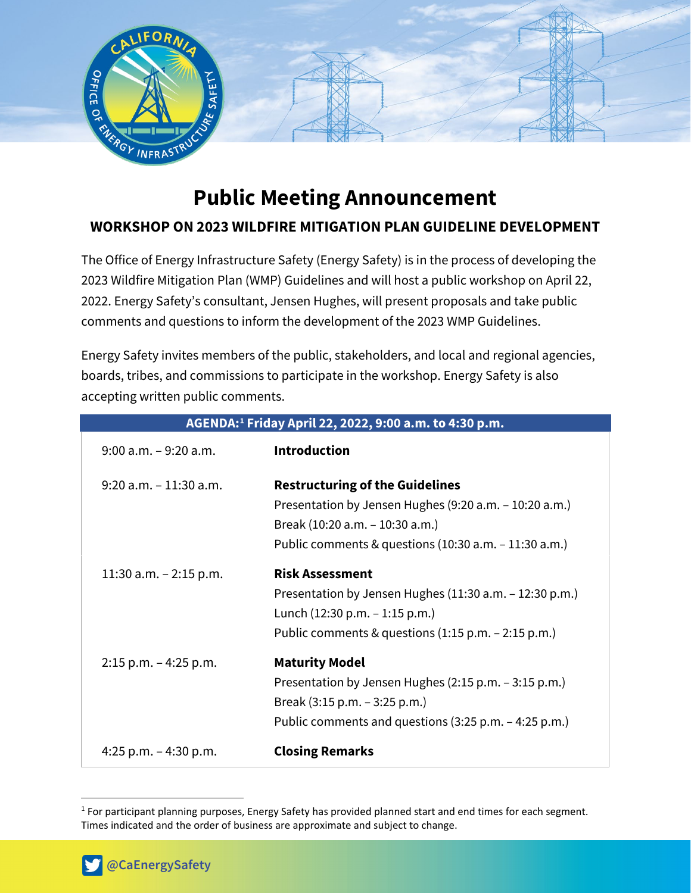# Public Meeting Announcement

## WORKSHOP ON 2023 WILDFIRE MITIGATION PLAN GUIDELINE DEVELOPMENT

The Office of Energy Infrastructure Safety (Energy Safety) is in the process of developing the 2023 Wildfire Mitigation Plan (WMP) Guidelines and will host a public workshop on April 22, 2022. Energy Safety's consultant, Jensen Hughes, will present proposals and take public comments and questions to inform the development of the 2023 WMP Guidelines.

Energy Safety invites members of the public, stakeholders, and local and regional agencies, boards, tribes, and commissions to participate in the workshop. Energy Safety is also accepting written public comments.

| AGENDA:[1] Friday April 22, 2022, 9:00 a.m. to 4:30 p.m. | |
|---|---|
| 9:00 a.m. – 9:20 a.m. | **Introduction** |
| 9:20 a.m. – 11:30 a.m. | **Restructuring of the Guidelines**<br>Presentation by Jensen Hughes (9:20 a.m. – 10:20 a.m.)<br>Break (10:20 a.m. – 10:30 a.m.)<br>Public comments & questions (10:30 a.m. – 11:30 a.m.) |
| 11:30 a.m. – 2:15 p.m. | **Risk Assessment**<br>Presentation by Jensen Hughes (11:30 a.m. – 12:30 p.m.)<br>Lunch (12:30 p.m. – 1:15 p.m.)<br>Public comments & questions (1:15 p.m. – 2:15 p.m.) |
| 2:15 p.m. – 4:25 p.m. | **Maturity Model**<br>Presentation by Jensen Hughes (2:15 p.m. – 3:15 p.m.)<br>Break (3:15 p.m. – 3:25 p.m.)<br>Public comments and questions (3:25 p.m. – 4:25 p.m.) |
| 4:25 p.m. – 4:30 p.m. | **Closing Remarks** |

[1] For participant planning purposes, Energy Safety has provided planned start and end times for each segment. Times indicated and the order of business are approximate and subject to change.

@CaEnergySafety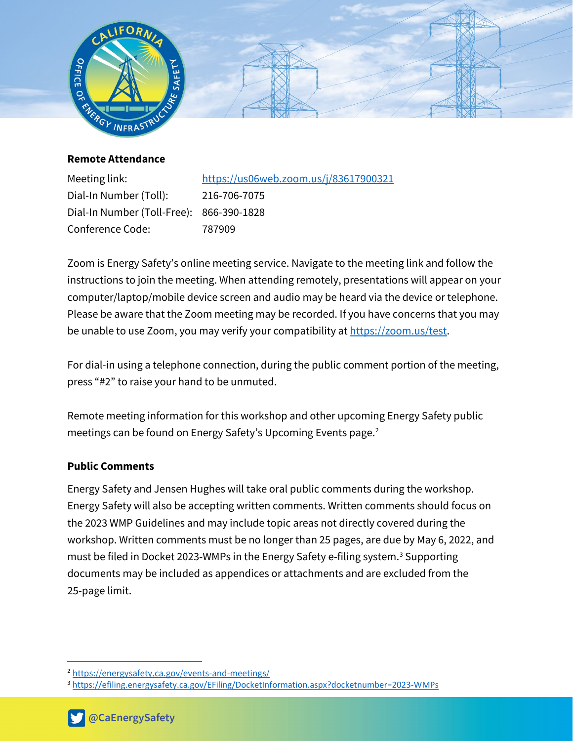**Remote Attendance**

| | |
|---|---|
| Meeting link: | https://us06web.zoom.us/j/83617900321 |
| Dial-In Number (Toll): | 216-706-7075 |
| Dial-In Number (Toll-Free): | 866-390-1828 |
| Conference Code: | 787909 |

Zoom is Energy Safety's online meeting service. Navigate to the meeting link and follow the instructions to join the meeting. When attending remotely, presentations will appear on your computer/laptop/mobile device screen and audio may be heard via the device or telephone. Please be aware that the Zoom meeting may be recorded. If you have concerns that you may be unable to use Zoom, you may verify your compatibility at https://zoom.us/test.

For dial-in using a telephone connection, during the public comment portion of the meeting, press "#2" to raise your hand to be unmuted.

Remote meeting information for this workshop and other upcoming Energy Safety public meetings can be found on Energy Safety's Upcoming Events page.[2]

**Public Comments**

Energy Safety and Jensen Hughes will take oral public comments during the workshop. Energy Safety will also be accepting written comments. Written comments should focus on the 2023 WMP Guidelines and may include topic areas not directly covered during the workshop. Written comments must be no longer than 25 pages, are due by May 6, 2022, and must be filed in Docket 2023-WMPs in the Energy Safety e-filing system.[3] Supporting documents may be included as appendices or attachments and are excluded from the 25-page limit.

[2] https://energysafety.ca.gov/events-and-meetings/

[3] https://efiling.energysafety.ca.gov/EFiling/DocketInformation.aspx?docketnumber=2023-WMPs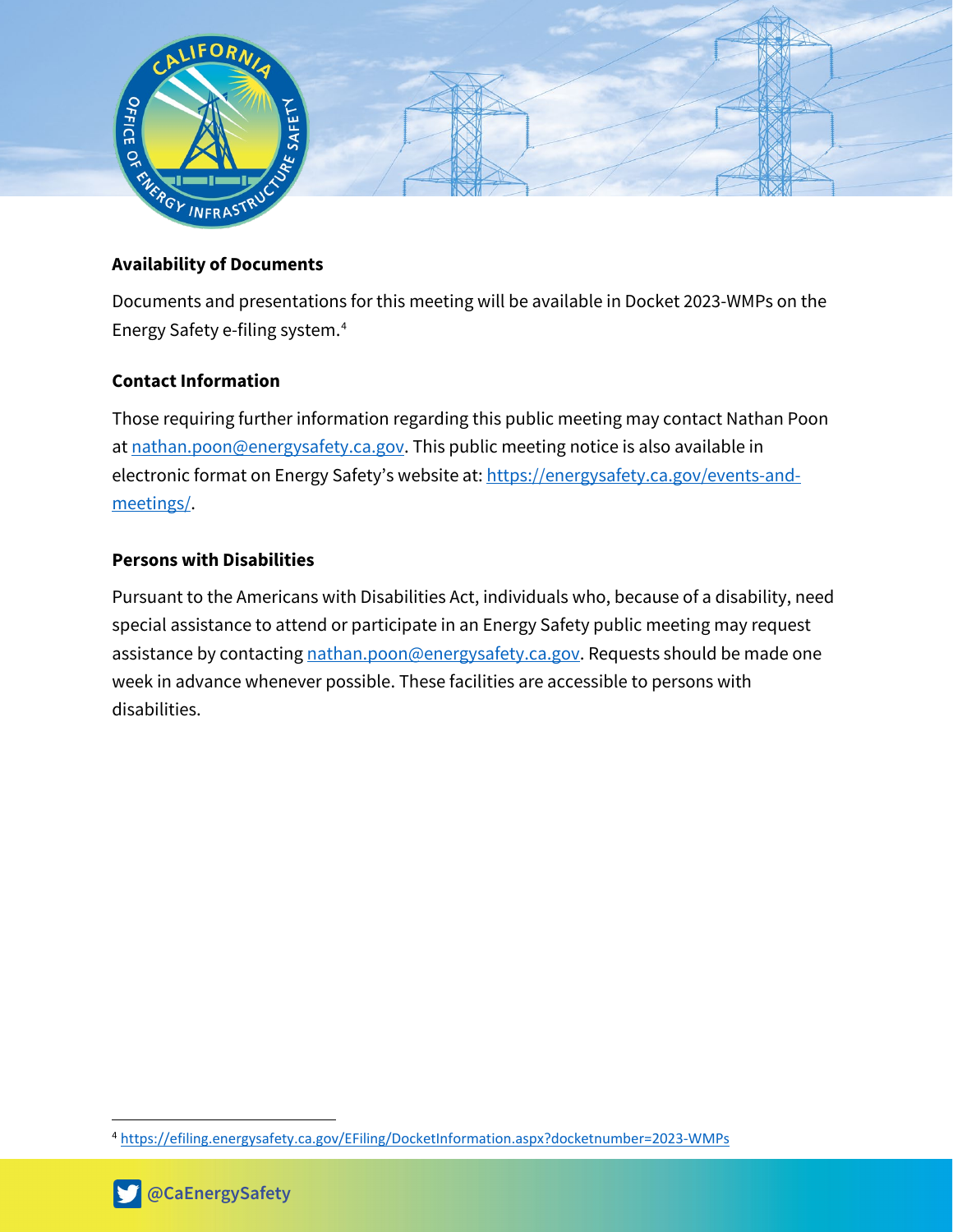**Availability of Documents**

Documents and presentations for this meeting will be available in Docket 2023-WMPs on the Energy Safety e-filing system.[4]

**Contact Information**

Those requiring further information regarding this public meeting may contact Nathan Poon at nathan.poon@energysafety.ca.gov. This public meeting notice is also available in electronic format on Energy Safety's website at: https://energysafety.ca.gov/events-and-meetings/.

**Persons with Disabilities**

Pursuant to the Americans with Disabilities Act, individuals who, because of a disability, need special assistance to attend or participate in an Energy Safety public meeting may request assistance by contacting nathan.poon@energysafety.ca.gov. Requests should be made one week in advance whenever possible. These facilities are accessible to persons with disabilities.

[4] https://efiling.energysafety.ca.gov/EFiling/DocketInformation.aspx?docketnumber=2023-WMPs